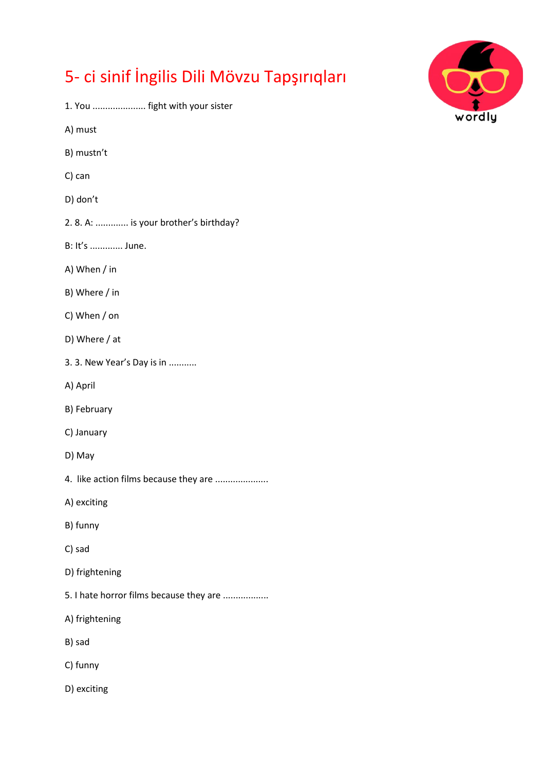# 5- ci sinif İngilis Dili Mövzu Tapşırıqları

1. You ..................... fight with your sister

A) must

B) mustn't

C) can

D) don't

2. 8. A: ............. is your brother's birthday?

B: It's ............. June.

A) When / in

B) Where / in

C) When / on

D) Where / at

3. 3. New Year's Day is in ...........

A) April

B) February

C) January

D) May

4. like action films because they are .....................

A) exciting

B) funny

C) sad

D) frightening

5. I hate horror films because they are ..................

A) frightening

B) sad

C) funny

D) exciting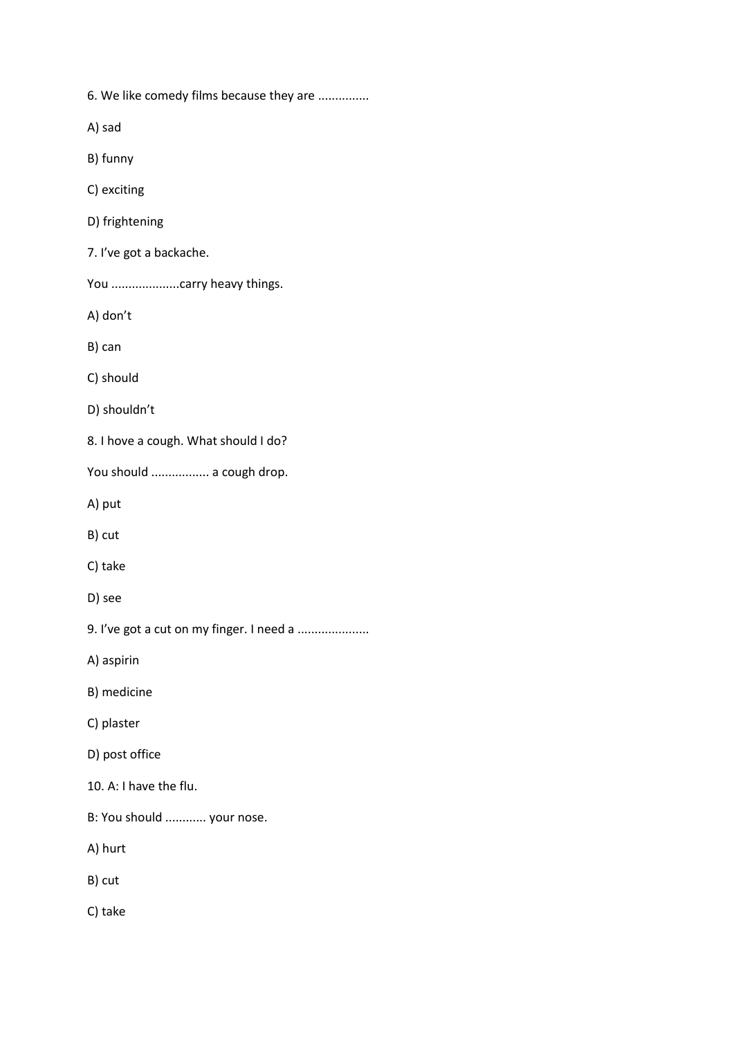6. We like comedy films because they are ..............

A) sad

B) funny

C) exciting

D) frightening

7. I’ve got a backache.

You ...................carry heavy things.

A) don’t

B) can

C) should

D) shouldn’t

8. I hove a cough. What should I do?

You should ................ a cough drop.

A) put

B) cut

C) take

D) see

9. I’ve got a cut on my finger. I need a ....................

A) aspirin

B) medicine

C) plaster

D) post office

10. A: I have the flu.

B: You should ........... your nose.

A) hurt

B) cut

C) take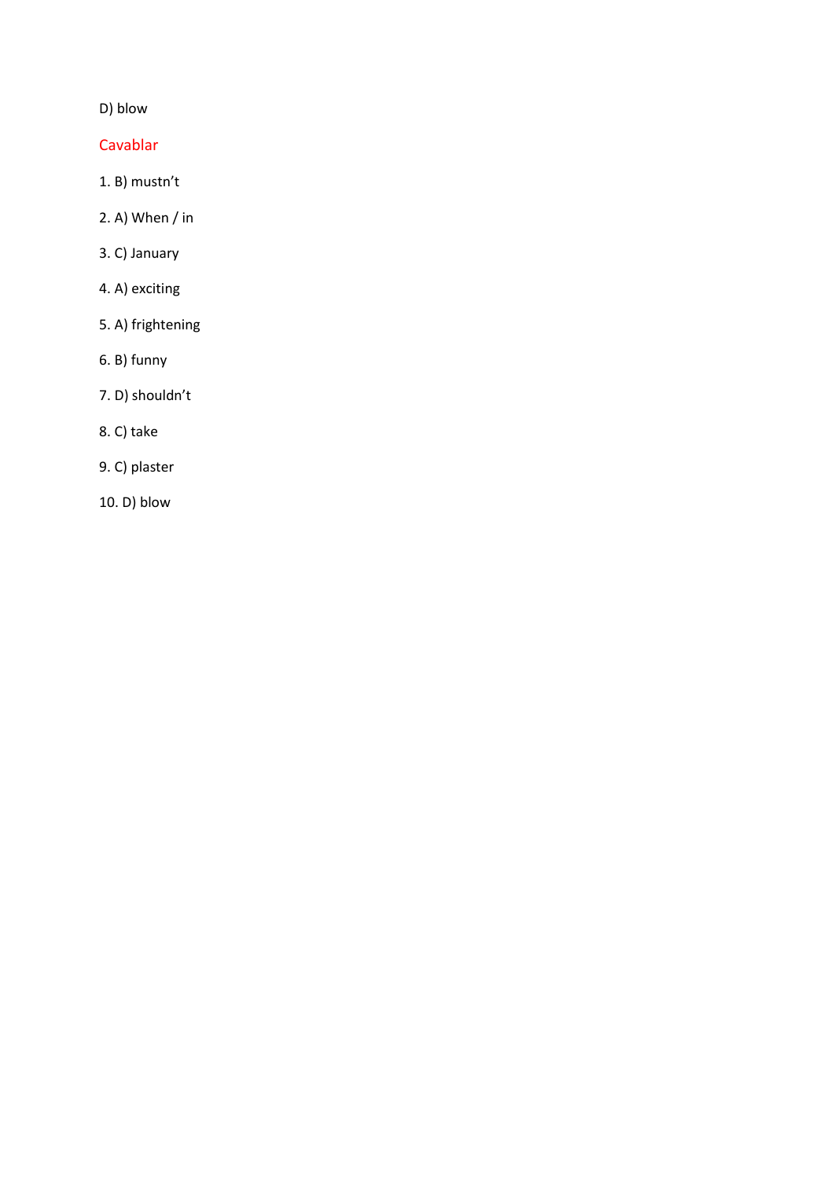D) blow

## Cavablar

1. B) mustn’t
2. A) When / in
3. C) January
4. A) exciting
5. A) frightening
6. B) funny
7. D) shouldn’t
8. C) take
9. C) plaster
10. D) blow